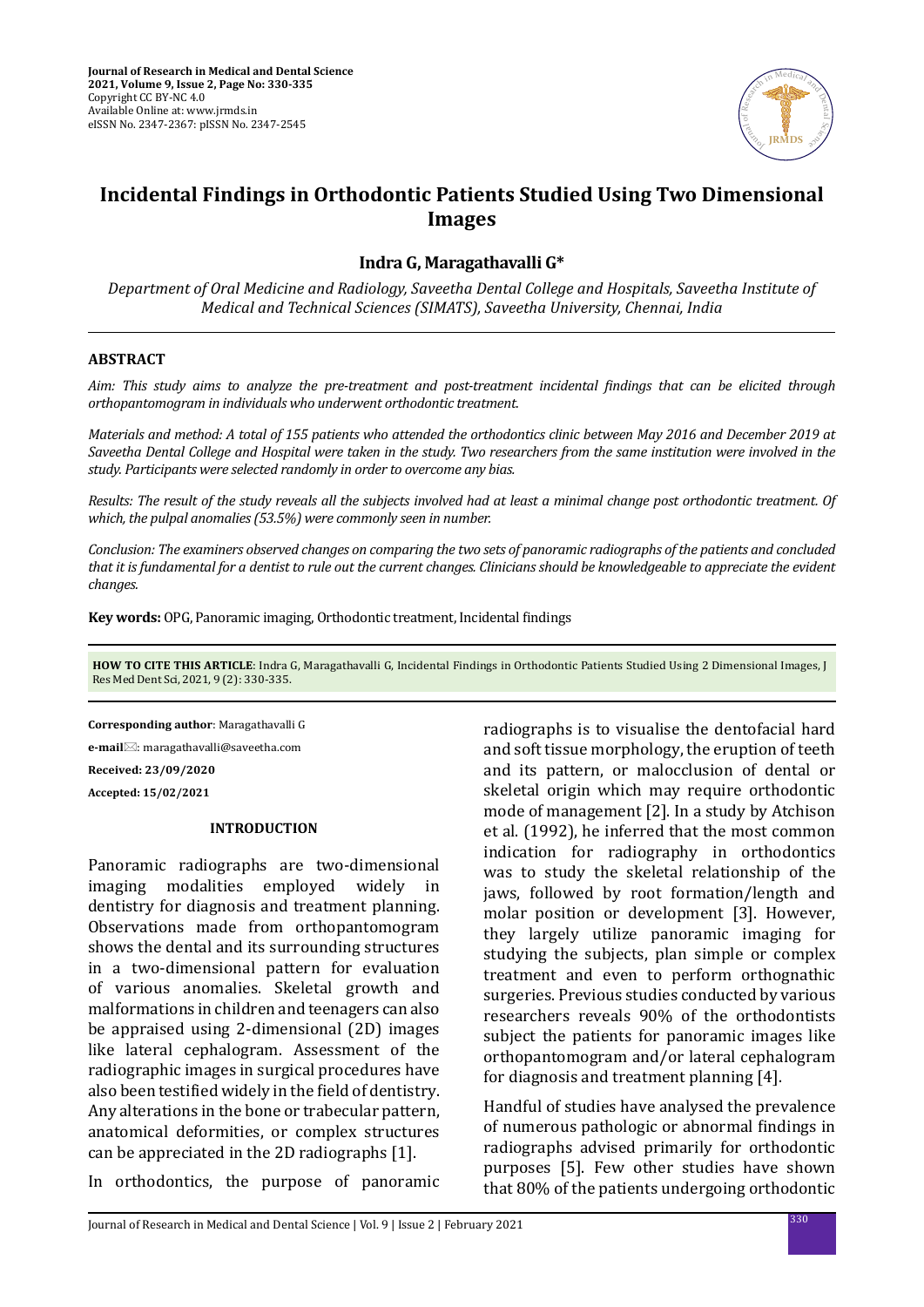# Incidental Findings in Orthodontic Patients Studied Using Two Dimensional Images

**Indra G, Maragathavalli G***

*Department of Oral Medicine and Radiology, Saveetha Dental College and Hospitals, Saveetha Institute of Medical and Technical Sciences (SIMATS), Saveetha University, Chennai, India*

## ABSTRACT

*Aim: This study aims to analyze the pre-treatment and post-treatment incidental findings that can be elicited through orthopantomogram in individuals who underwent orthodontic treatment.*

*Materials and method: A total of 155 patients who attended the orthodontics clinic between May 2016 and December 2019 at Saveetha Dental College and Hospital were taken in the study. Two researchers from the same institution were involved in the study. Participants were selected randomly in order to overcome any bias.*

*Results: The result of the study reveals all the subjects involved had at least a minimal change post orthodontic treatment. Of which, the pulpal anomalies (53.5%) were commonly seen in number.*

*Conclusion: The examiners observed changes on comparing the two sets of panoramic radiographs of the patients and concluded that it is fundamental for a dentist to rule out the current changes. Clinicians should be knowledgeable to appreciate the evident changes.*

**Key words:** OPG, Panoramic imaging, Orthodontic treatment, Incidental findings

**HOW TO CITE THIS ARTICLE**: Indra G, Maragathavalli G, Incidental Findings in Orthodontic Patients Studied Using 2 Dimensional Images, J Res Med Dent Sci, 2021, 9 (2): 330-335.

**Corresponding author**: Maragathavalli G

**e-mail**: maragathavalli@saveetha.com

**Received: 23/09/2020**

**Accepted: 15/02/2021**

## INTRODUCTION

Panoramic radiographs are two-dimensional imaging modalities employed widely in dentistry for diagnosis and treatment planning. Observations made from orthopantomogram shows the dental and its surrounding structures in a two-dimensional pattern for evaluation of various anomalies. Skeletal growth and malformations in children and teenagers can also be appraised using 2-dimensional (2D) images like lateral cephalogram. Assessment of the radiographic images in surgical procedures have also been testified widely in the field of dentistry. Any alterations in the bone or trabecular pattern, anatomical deformities, or complex structures can be appreciated in the 2D radiographs [1].

In orthodontics, the purpose of panoramic radiographs is to visualise the dentofacial hard and soft tissue morphology, the eruption of teeth and its pattern, or malocclusion of dental or skeletal origin which may require orthodontic mode of management [2]. In a study by Atchison et al. (1992), he inferred that the most common indication for radiography in orthodontics was to study the skeletal relationship of the jaws, followed by root formation/length and molar position or development [3]. However, they largely utilize panoramic imaging for studying the subjects, plan simple or complex treatment and even to perform orthognathic surgeries. Previous studies conducted by various researchers reveals 90% of the orthodontists subject the patients for panoramic images like orthopantomogram and/or lateral cephalogram for diagnosis and treatment planning [4].

Handful of studies have analysed the prevalence of numerous pathologic or abnormal findings in radiographs advised primarily for orthodontic purposes [5]. Few other studies have shown that 80% of the patients undergoing orthodontic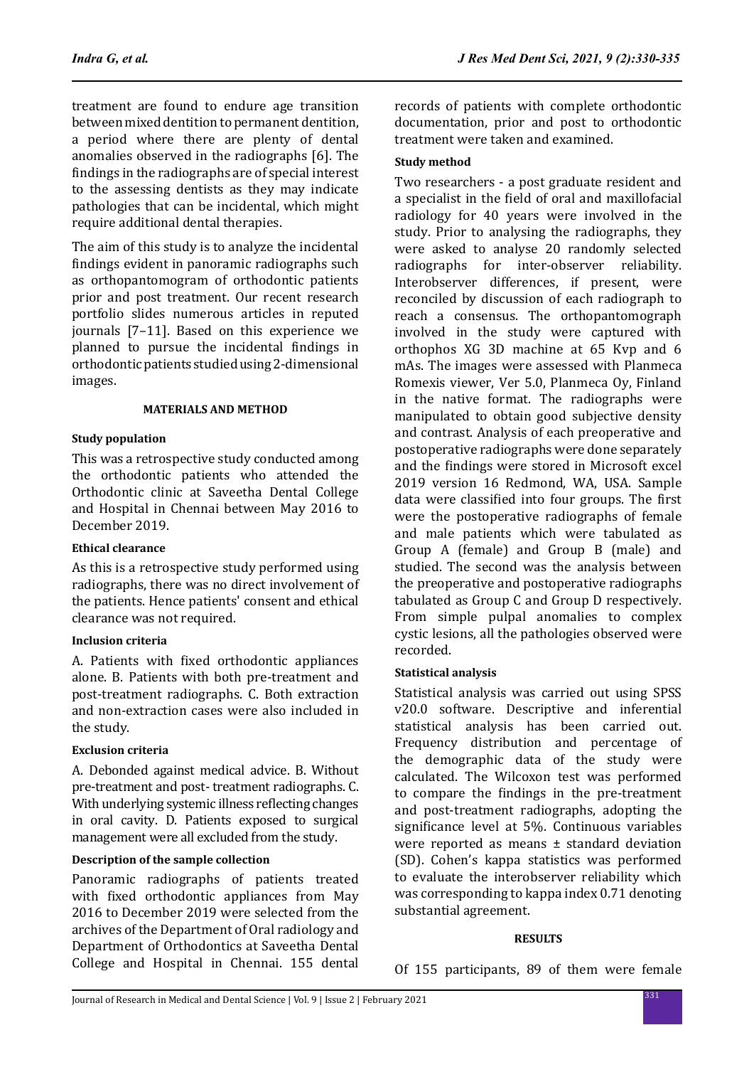treatment are found to endure age transition between mixed dentition to permanent dentition, a period where there are plenty of dental anomalies observed in the radiographs [6]. The findings in the radiographs are of special interest to the assessing dentists as they may indicate pathologies that can be incidental, which might require additional dental therapies.

The aim of this study is to analyze the incidental findings evident in panoramic radiographs such as orthopantomogram of orthodontic patients prior and post treatment. Our recent research portfolio slides numerous articles in reputed journals [7–11]. Based on this experience we planned to pursue the incidental findings in orthodontic patients studied using 2-dimensional images.

## MATERIALS AND METHOD

### Study population

This was a retrospective study conducted among the orthodontic patients who attended the Orthodontic clinic at Saveetha Dental College and Hospital in Chennai between May 2016 to December 2019.

### Ethical clearance

As this is a retrospective study performed using radiographs, there was no direct involvement of the patients. Hence patients' consent and ethical clearance was not required.

### Inclusion criteria

A. Patients with fixed orthodontic appliances alone. B. Patients with both pre-treatment and post-treatment radiographs. C. Both extraction and non-extraction cases were also included in the study.

### Exclusion criteria

A. Debonded against medical advice. B. Without pre-treatment and post- treatment radiographs. C. With underlying systemic illness reflecting changes in oral cavity. D. Patients exposed to surgical management were all excluded from the study.

### Description of the sample collection

Panoramic radiographs of patients treated with fixed orthodontic appliances from May 2016 to December 2019 were selected from the archives of the Department of Oral radiology and Department of Orthodontics at Saveetha Dental College and Hospital in Chennai. 155 dental records of patients with complete orthodontic documentation, prior and post to orthodontic treatment were taken and examined.

### Study method

Two researchers - a post graduate resident and a specialist in the field of oral and maxillofacial radiology for 40 years were involved in the study. Prior to analysing the radiographs, they were asked to analyse 20 randomly selected radiographs for inter-observer reliability. Interobserver differences, if present, were reconciled by discussion of each radiograph to reach a consensus. The orthopantomograph involved in the study were captured with orthophos XG 3D machine at 65 Kvp and 6 mAs. The images were assessed with Planmeca Romexis viewer, Ver 5.0, Planmeca Oy, Finland in the native format. The radiographs were manipulated to obtain good subjective density and contrast. Analysis of each preoperative and postoperative radiographs were done separately and the findings were stored in Microsoft excel 2019 version 16 Redmond, WA, USA. Sample data were classified into four groups. The first were the postoperative radiographs of female and male patients which were tabulated as Group A (female) and Group B (male) and studied. The second was the analysis between the preoperative and postoperative radiographs tabulated as Group C and Group D respectively. From simple pulpal anomalies to complex cystic lesions, all the pathologies observed were recorded.

### Statistical analysis

Statistical analysis was carried out using SPSS v20.0 software. Descriptive and inferential statistical analysis has been carried out. Frequency distribution and percentage of the demographic data of the study were calculated. The Wilcoxon test was performed to compare the findings in the pre-treatment and post-treatment radiographs, adopting the significance level at 5%. Continuous variables were reported as means ± standard deviation (SD). Cohen's kappa statistics was performed to evaluate the interobserver reliability which was corresponding to kappa index 0.71 denoting substantial agreement.

## RESULTS

Of 155 participants, 89 of them were female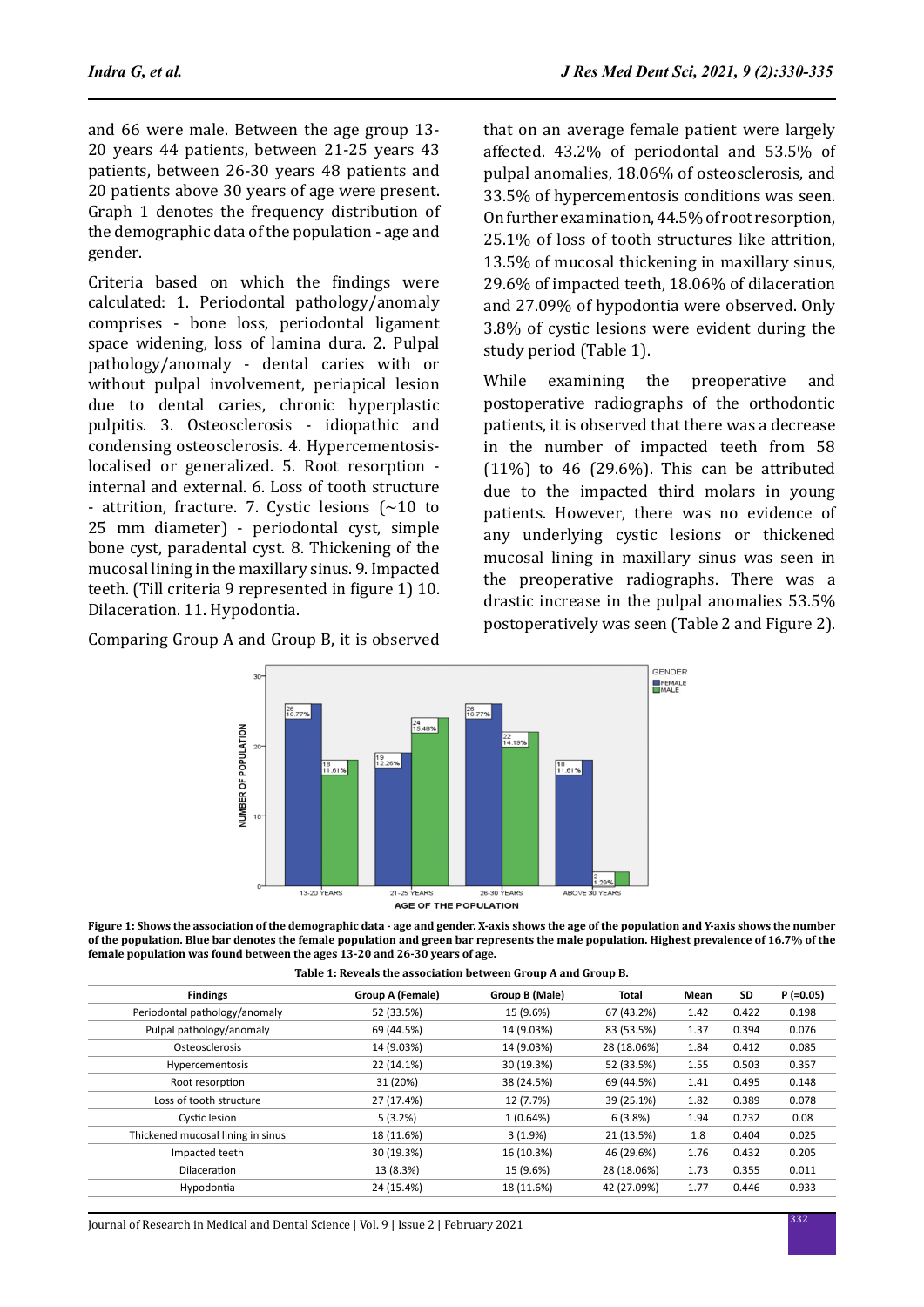and 66 were male. Between the age group 13-20 years 44 patients, between 21-25 years 43 patients, between 26-30 years 48 patients and 20 patients above 30 years of age were present. Graph 1 denotes the frequency distribution of the demographic data of the population - age and gender.

Criteria based on which the findings were calculated: 1. Periodontal pathology/anomaly comprises - bone loss, periodontal ligament space widening, loss of lamina dura. 2. Pulpal pathology/anomaly - dental caries with or without pulpal involvement, periapical lesion due to dental caries, chronic hyperplastic pulpitis. 3. Osteosclerosis - idiopathic and condensing osteosclerosis. 4. Hypercementosis-localised or generalized. 5. Root resorption - internal and external. 6. Loss of tooth structure - attrition, fracture. 7. Cystic lesions (~10 to 25 mm diameter) - periodontal cyst, simple bone cyst, paradental cyst. 8. Thickening of the mucosal lining in the maxillary sinus. 9. Impacted teeth. (Till criteria 9 represented in figure 1) 10. Dilaceration. 11. Hypodontia.

Comparing Group A and Group B, it is observed that on an average female patient were largely affected. 43.2% of periodontal and 53.5% of pulpal anomalies, 18.06% of osteosclerosis, and 33.5% of hypercementosis conditions was seen. On further examination, 44.5% of root resorption, 25.1% of loss of tooth structures like attrition, 13.5% of mucosal thickening in maxillary sinus, 29.6% of impacted teeth, 18.06% of dilaceration and 27.09% of hypodontia were observed. Only 3.8% of cystic lesions were evident during the study period (Table 1).

While examining the preoperative and postoperative radiographs of the orthodontic patients, it is observed that there was a decrease in the number of impacted teeth from 58 (11%) to 46 (29.6%). This can be attributed due to the impacted third molars in young patients. However, there was no evidence of any underlying cystic lesions or thickened mucosal lining in maxillary sinus was seen in the preoperative radiographs. There was a drastic increase in the pulpal anomalies 53.5% postoperatively was seen (Table 2 and Figure 2).

**Figure 1: Shows the association of the demographic data - age and gender. X-axis shows the age of the population and Y-axis shows the number of the population. Blue bar denotes the female population and green bar represents the male population. Highest prevalence of 16.7% of the female population was found between the ages 13-20 and 26-30 years of age.**

**Table 1: Reveals the association between Group A and Group B.**

| Findings | Group A (Female) | Group B (Male) | Total | Mean | SD | P (=0.05) |
|---|---|---|---|---|---|---|
| Periodontal pathology/anomaly | 52 (33.5%) | 15 (9.6%) | 67 (43.2%) | 1.42 | 0.422 | 0.198 |
| Pulpal pathology/anomaly | 69 (44.5%) | 14 (9.03%) | 83 (53.5%) | 1.37 | 0.394 | 0.076 |
| Osteosclerosis | 14 (9.03%) | 14 (9.03%) | 28 (18.06%) | 1.84 | 0.412 | 0.085 |
| Hypercementosis | 22 (14.1%) | 30 (19.3%) | 52 (33.5%) | 1.55 | 0.503 | 0.357 |
| Root resorption | 31 (20%) | 38 (24.5%) | 69 (44.5%) | 1.41 | 0.495 | 0.148 |
| Loss of tooth structure | 27 (17.4%) | 12 (7.7%) | 39 (25.1%) | 1.82 | 0.389 | 0.078 |
| Cystic lesion | 5 (3.2%) | 1 (0.64%) | 6 (3.8%) | 1.94 | 0.232 | 0.08 |
| Thickened mucosal lining in sinus | 18 (11.6%) | 3 (1.9%) | 21 (13.5%) | 1.8 | 0.404 | 0.025 |
| Impacted teeth | 30 (19.3%) | 16 (10.3%) | 46 (29.6%) | 1.76 | 0.432 | 0.205 |
| Dilaceration | 13 (8.3%) | 15 (9.6%) | 28 (18.06%) | 1.73 | 0.355 | 0.011 |
| Hypodontia | 24 (15.4%) | 18 (11.6%) | 42 (27.09%) | 1.77 | 0.446 | 0.933 |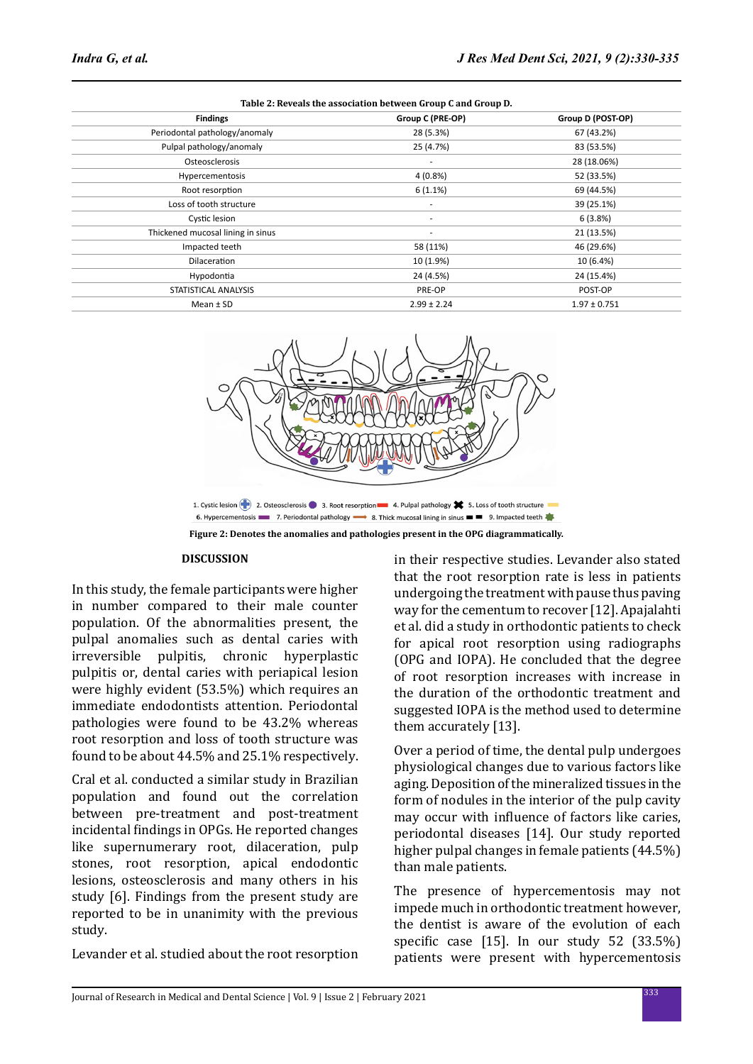Table 2: Reveals the association between Group C and Group D.

| Findings | Group C (PRE-OP) | Group D (POST-OP) |
|---|---|---|
| Periodontal pathology/anomaly | 28 (5.3%) | 67 (43.2%) |
| Pulpal pathology/anomaly | 25 (4.7%) | 83 (53.5%) |
| Osteosclerosis | - | 28 (18.06%) |
| Hypercementosis | 4 (0.8%) | 52 (33.5%) |
| Root resorption | 6 (1.1%) | 69 (44.5%) |
| Loss of tooth structure | - | 39 (25.1%) |
| Cystic lesion | - | 6 (3.8%) |
| Thickened mucosal lining in sinus | - | 21 (13.5%) |
| Impacted teeth | 58 (11%) | 46 (29.6%) |
| Dilaceration | 10 (1.9%) | 10 (6.4%) |
| Hypodontia | 24 (4.5%) | 24 (15.4%) |
| STATISTICAL ANALYSIS | PRE-OP | POST-OP |
| Mean ± SD | 2.99 ± 2.24 | 1.97 ± 0.751 |

1. Cystic lesion 2. Osteosclerosis 3. Root resorption 4. Pulpal pathology 5. Loss of tooth structure 6. Hypercementosis 7. Periodontal pathology 8. Thick mucosal lining in sinus 9. Impacted teeth

Figure 2: Denotes the anomalies and pathologies present in the OPG diagrammatically.

## DISCUSSION

In this study, the female participants were higher in number compared to their male counter population. Of the abnormalities present, the pulpal anomalies such as dental caries with irreversible pulpitis, chronic hyperplastic pulpitis or, dental caries with periapical lesion were highly evident (53.5%) which requires an immediate endodontists attention. Periodontal pathologies were found to be 43.2% whereas root resorption and loss of tooth structure was found to be about 44.5% and 25.1% respectively.

Cral et al. conducted a similar study in Brazilian population and found out the correlation between pre-treatment and post-treatment incidental findings in OPGs. He reported changes like supernumerary root, dilaceration, pulp stones, root resorption, apical endodontic lesions, osteosclerosis and many others in his study [6]. Findings from the present study are reported to be in unanimity with the previous study.

Levander et al. studied about the root resorption in their respective studies. Levander also stated that the root resorption rate is less in patients undergoing the treatment with pause thus paving way for the cementum to recover [12]. Apajalahti et al. did a study in orthodontic patients to check for apical root resorption using radiographs (OPG and IOPA). He concluded that the degree of root resorption increases with increase in the duration of the orthodontic treatment and suggested IOPA is the method used to determine them accurately [13].

Over a period of time, the dental pulp undergoes physiological changes due to various factors like aging. Deposition of the mineralized tissues in the form of nodules in the interior of the pulp cavity may occur with influence of factors like caries, periodontal diseases [14]. Our study reported higher pulpal changes in female patients (44.5%) than male patients.

The presence of hypercementosis may not impede much in orthodontic treatment however, the dentist is aware of the evolution of each specific case [15]. In our study 52 (33.5%) patients were present with hypercementosis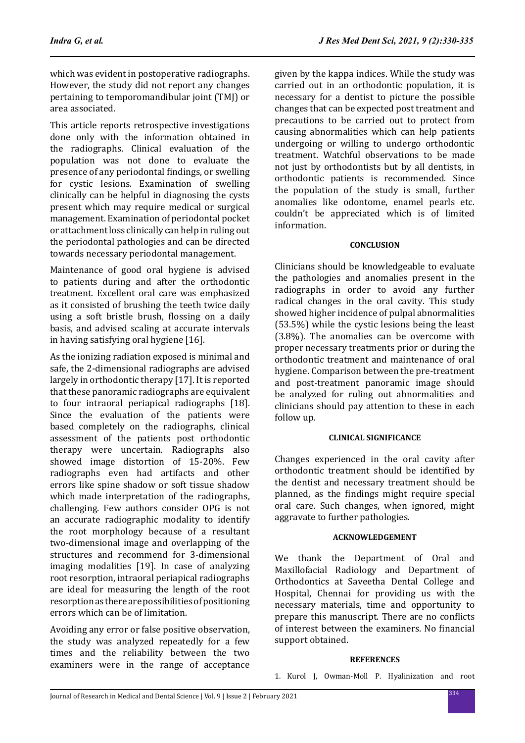which was evident in postoperative radiographs. However, the study did not report any changes pertaining to temporomandibular joint (TMJ) or area associated.

This article reports retrospective investigations done only with the information obtained in the radiographs. Clinical evaluation of the population was not done to evaluate the presence of any periodontal findings, or swelling for cystic lesions. Examination of swelling clinically can be helpful in diagnosing the cysts present which may require medical or surgical management. Examination of periodontal pocket or attachment loss clinically can help in ruling out the periodontal pathologies and can be directed towards necessary periodontal management.

Maintenance of good oral hygiene is advised to patients during and after the orthodontic treatment. Excellent oral care was emphasized as it consisted of brushing the teeth twice daily using a soft bristle brush, flossing on a daily basis, and advised scaling at accurate intervals in having satisfying oral hygiene [16].

As the ionizing radiation exposed is minimal and safe, the 2-dimensional radiographs are advised largely in orthodontic therapy [17]. It is reported that these panoramic radiographs are equivalent to four intraoral periapical radiographs [18]. Since the evaluation of the patients were based completely on the radiographs, clinical assessment of the patients post orthodontic therapy were uncertain. Radiographs also showed image distortion of 15-20%. Few radiographs even had artifacts and other errors like spine shadow or soft tissue shadow which made interpretation of the radiographs, challenging. Few authors consider OPG is not an accurate radiographic modality to identify the root morphology because of a resultant two-dimensional image and overlapping of the structures and recommend for 3-dimensional imaging modalities [19]. In case of analyzing root resorption, intraoral periapical radiographs are ideal for measuring the length of the root resorption as there are possibilities of positioning errors which can be of limitation.

Avoiding any error or false positive observation, the study was analyzed repeatedly for a few times and the reliability between the two examiners were in the range of acceptance given by the kappa indices. While the study was carried out in an orthodontic population, it is necessary for a dentist to picture the possible changes that can be expected post treatment and precautions to be carried out to protect from causing abnormalities which can help patients undergoing or willing to undergo orthodontic treatment. Watchful observations to be made not just by orthodontists but by all dentists, in orthodontic patients is recommended. Since the population of the study is small, further anomalies like odontome, enamel pearls etc. couldn't be appreciated which is of limited information.

## CONCLUSION

Clinicians should be knowledgeable to evaluate the pathologies and anomalies present in the radiographs in order to avoid any further radical changes in the oral cavity. This study showed higher incidence of pulpal abnormalities (53.5%) while the cystic lesions being the least (3.8%). The anomalies can be overcome with proper necessary treatments prior or during the orthodontic treatment and maintenance of oral hygiene. Comparison between the pre-treatment and post-treatment panoramic image should be analyzed for ruling out abnormalities and clinicians should pay attention to these in each follow up.

## CLINICAL SIGNIFICANCE

Changes experienced in the oral cavity after orthodontic treatment should be identified by the dentist and necessary treatment should be planned, as the findings might require special oral care. Such changes, when ignored, might aggravate to further pathologies.

## ACKNOWLEDGEMENT

We thank the Department of Oral and Maxillofacial Radiology and Department of Orthodontics at Saveetha Dental College and Hospital, Chennai for providing us with the necessary materials, time and opportunity to prepare this manuscript. There are no conflicts of interest between the examiners. No financial support obtained.

## REFERENCES

1. Kurol J, Owman-Moll P. Hyalinization and root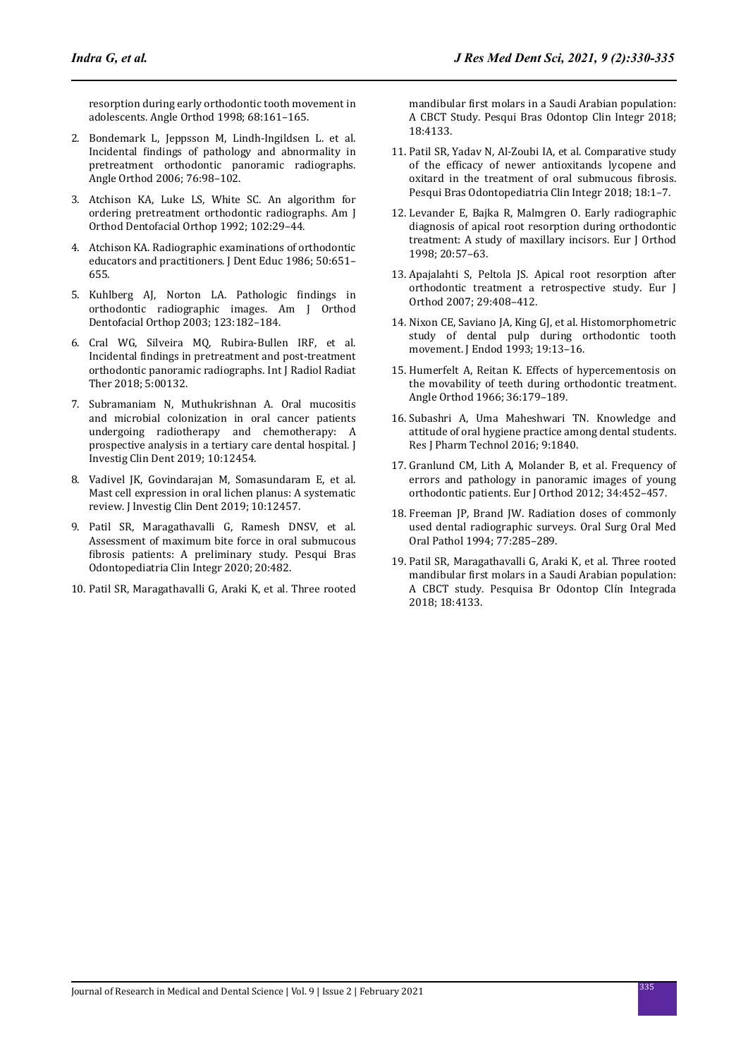resorption during early orthodontic tooth movement in adolescents. Angle Orthod 1998; 68:161–165.

2. Bondemark L, Jeppsson M, Lindh-Ingildsen L. et al. Incidental findings of pathology and abnormality in pretreatment orthodontic panoramic radiographs. Angle Orthod 2006; 76:98–102.
3. Atchison KA, Luke LS, White SC. An algorithm for ordering pretreatment orthodontic radiographs. Am J Orthod Dentofacial Orthop 1992; 102:29–44.
4. Atchison KA. Radiographic examinations of orthodontic educators and practitioners. J Dent Educ 1986; 50:651–655.
5. Kuhlberg AJ, Norton LA. Pathologic findings in orthodontic radiographic images. Am J Orthod Dentofacial Orthop 2003; 123:182–184.
6. Cral WG, Silveira MQ, Rubira-Bullen IRF, et al. Incidental findings in pretreatment and post-treatment orthodontic panoramic radiographs. Int J Radiol Radiat Ther 2018; 5:00132.
7. Subramaniam N, Muthukrishnan A. Oral mucositis and microbial colonization in oral cancer patients undergoing radiotherapy and chemotherapy: A prospective analysis in a tertiary care dental hospital. J Investig Clin Dent 2019; 10:12454.
8. Vadivel JK, Govindarajan M, Somasundaram E, et al. Mast cell expression in oral lichen planus: A systematic review. J Investig Clin Dent 2019; 10:12457.
9. Patil SR, Maragathavalli G, Ramesh DNSV, et al. Assessment of maximum bite force in oral submucous fibrosis patients: A preliminary study. Pesqui Bras Odontopediatria Clin Integr 2020; 20:482.
10. Patil SR, Maragathavalli G, Araki K, et al. Three rooted mandibular first molars in a Saudi Arabian population: A CBCT Study. Pesqui Bras Odontop Clin Integr 2018; 18:4133.
11. Patil SR, Yadav N, Al-Zoubi IA, et al. Comparative study of the efficacy of newer antioxitands lycopene and oxitard in the treatment of oral submucous fibrosis. Pesqui Bras Odontopediatria Clin Integr 2018; 18:1–7.
12. Levander E, Bajka R, Malmgren O. Early radiographic diagnosis of apical root resorption during orthodontic treatment: A study of maxillary incisors. Eur J Orthod 1998; 20:57–63.
13. Apajalahti S, Peltola JS. Apical root resorption after orthodontic treatment a retrospective study. Eur J Orthod 2007; 29:408–412.
14. Nixon CE, Saviano JA, King GJ, et al. Histomorphometric study of dental pulp during orthodontic tooth movement. J Endod 1993; 19:13–16.
15. Humerfelt A, Reitan K. Effects of hypercementosis on the movability of teeth during orthodontic treatment. Angle Orthod 1966; 36:179–189.
16. Subashri A, Uma Maheshwari TN. Knowledge and attitude of oral hygiene practice among dental students. Res J Pharm Technol 2016; 9:1840.
17. Granlund CM, Lith A, Molander B, et al. Frequency of errors and pathology in panoramic images of young orthodontic patients. Eur J Orthod 2012; 34:452–457.
18. Freeman JP, Brand JW. Radiation doses of commonly used dental radiographic surveys. Oral Surg Oral Med Oral Pathol 1994; 77:285–289.
19. Patil SR, Maragathavalli G, Araki K, et al. Three rooted mandibular first molars in a Saudi Arabian population: A CBCT study. Pesquisa Br Odontop Clín Integrada 2018; 18:4133.